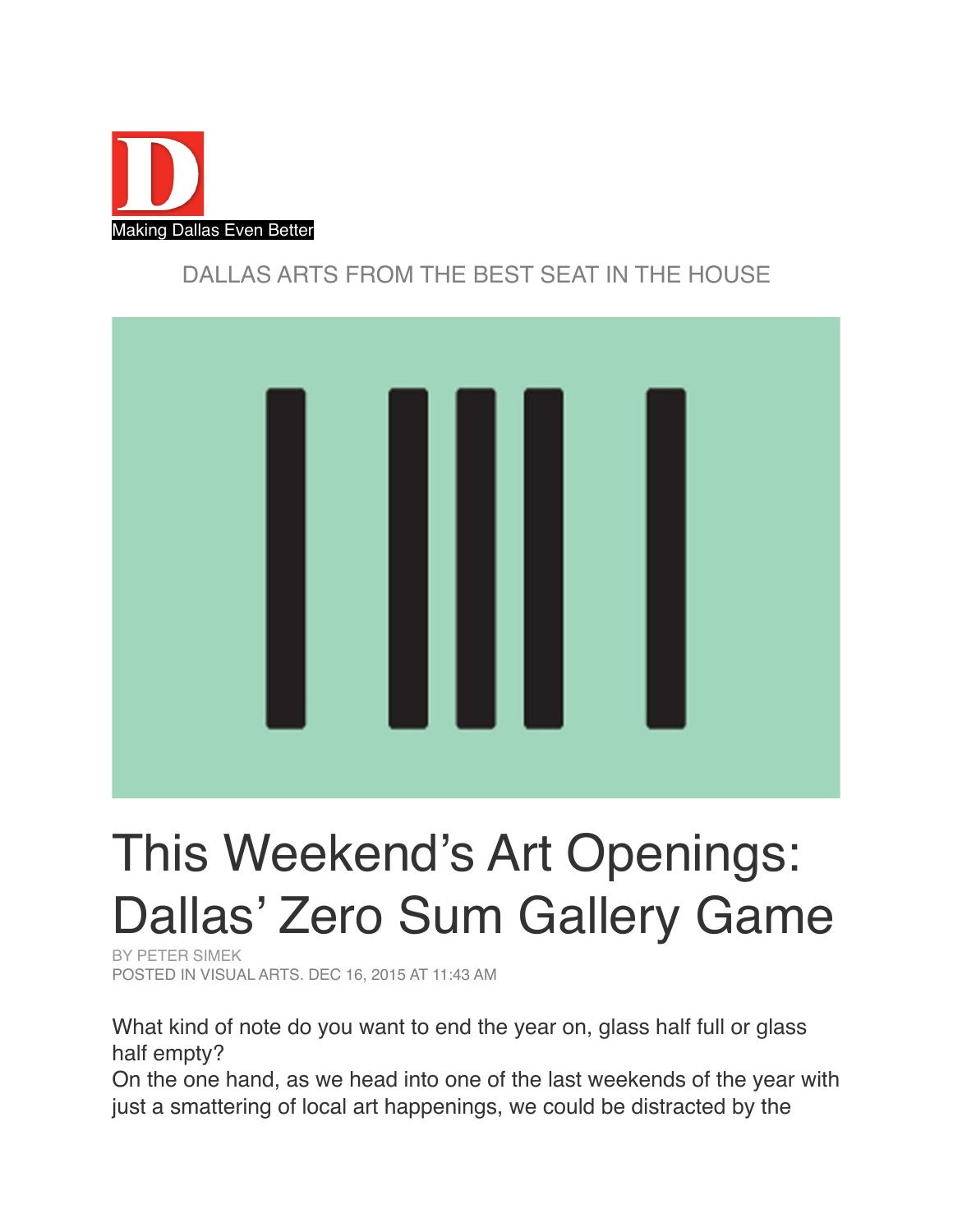Making Dallas Even Better

DALLAS ARTS FROM THE BEST SEAT IN THE HOUSE

# This Weekend's Art Openings: Dallas' Zero Sum Gallery Game

BY PETER SIMEK
POSTED IN VISUAL ARTS. DEC 16, 2015 AT 11:43 AM

What kind of note do you want to end the year on, glass half full or glass half empty?
On the one hand, as we head into one of the last weekends of the year with just a smattering of local art happenings, we could be distracted by the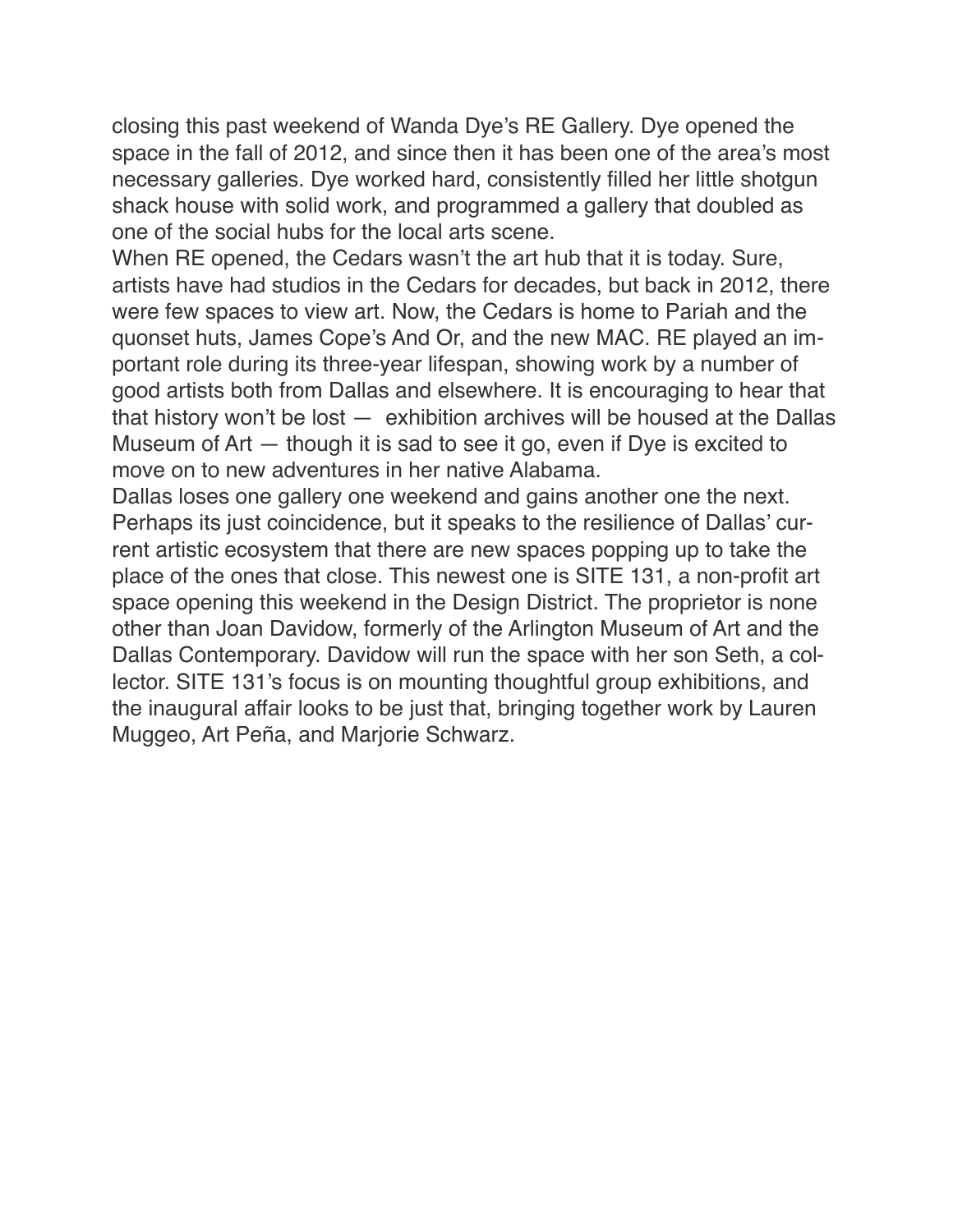closing this past weekend of Wanda Dye's RE Gallery. Dye opened the space in the fall of 2012, and since then it has been one of the area's most necessary galleries. Dye worked hard, consistently filled her little shotgun shack house with solid work, and programmed a gallery that doubled as one of the social hubs for the local arts scene.

When RE opened, the Cedars wasn't the art hub that it is today. Sure, artists have had studios in the Cedars for decades, but back in 2012, there were few spaces to view art. Now, the Cedars is home to Pariah and the quonset huts, James Cope's And Or, and the new MAC. RE played an important role during its three-year lifespan, showing work by a number of good artists both from Dallas and elsewhere. It is encouraging to hear that that history won't be lost — exhibition archives will be housed at the Dallas Museum of Art — though it is sad to see it go, even if Dye is excited to move on to new adventures in her native Alabama.

Dallas loses one gallery one weekend and gains another one the next. Perhaps its just coincidence, but it speaks to the resilience of Dallas' current artistic ecosystem that there are new spaces popping up to take the place of the ones that close. This newest one is SITE 131, a non-profit art space opening this weekend in the Design District. The proprietor is none other than Joan Davidow, formerly of the Arlington Museum of Art and the Dallas Contemporary. Davidow will run the space with her son Seth, a collector. SITE 131's focus is on mounting thoughtful group exhibitions, and the inaugural affair looks to be just that, bringing together work by Lauren Muggeo, Art Peña, and Marjorie Schwarz.